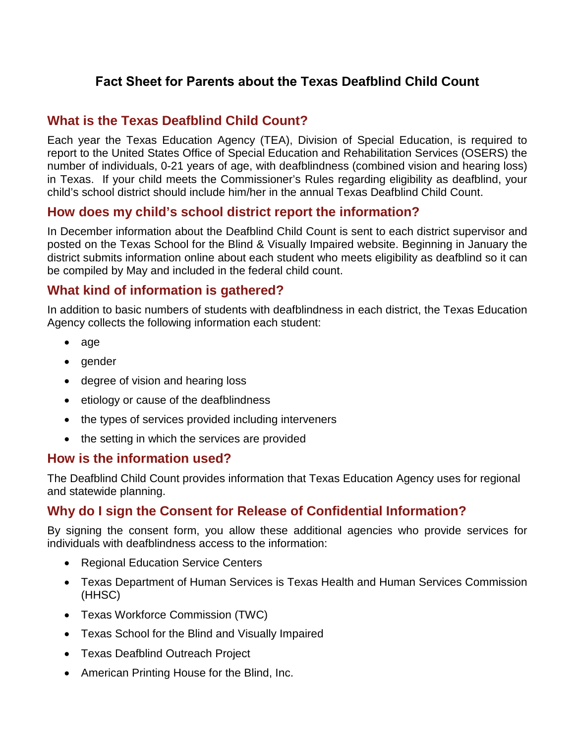# Fact Sheet for Parents about the Texas Deafblind Child Count

## What is the Texas Deafblind Child Count?

Each year the Texas Education Agency (TEA), Division of Special Education, is required to report to the United States Office of Special Education and Rehabilitation Services (OSERS) the number of individuals, 0-21 years of age, with deafblindness (combined vision and hearing loss) in Texas. If your child meets the Commissioner's Rules regarding eligibility as deafblind, your child's school district should include him/her in the annual Texas Deafblind Child Count.

## How does my child's school district report the information?

In December information about the Deafblind Child Count is sent to each district supervisor and posted on the Texas School for the Blind & Visually Impaired website. Beginning in January the district submits information online about each student who meets eligibility as deafblind so it can be compiled by May and included in the federal child count.

## What kind of information is gathered?

In addition to basic numbers of students with deafblindness in each district, the Texas Education Agency collects the following information each student:

- age
- gender
- degree of vision and hearing loss
- etiology or cause of the deafblindness
- the types of services provided including interveners
- the setting in which the services are provided

## How is the information used?

The Deafblind Child Count provides information that Texas Education Agency uses for regional and statewide planning.

## Why do I sign the Consent for Release of Confidential Information?

By signing the consent form, you allow these additional agencies who provide services for individuals with deafblindness access to the information:

- Regional Education Service Centers
- Texas Department of Human Services is Texas Health and Human Services Commission (HHSC)
- Texas Workforce Commission (TWC)
- Texas School for the Blind and Visually Impaired
- Texas Deafblind Outreach Project
- American Printing House for the Blind, Inc.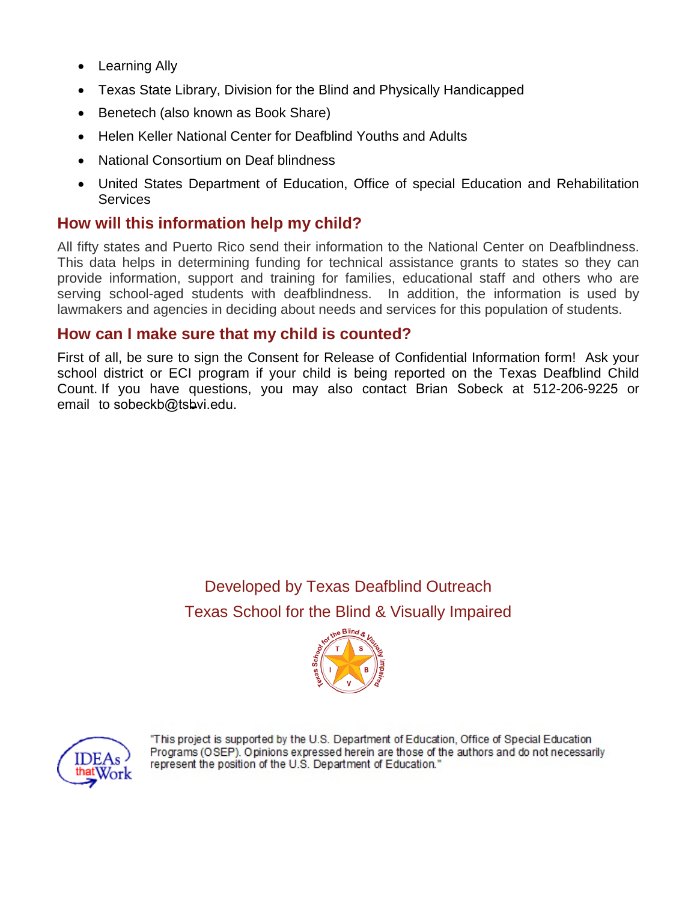- Learning Ally
- Texas State Library, Division for the Blind and Physically Handicapped
- Benetech (also known as Book Share)
- Helen Keller National Center for Deafblind Youths and Adults
- National Consortium on Deaf blindness
- United States Department of Education, Office of special Education and Rehabilitation Services

## How will this information help my child?

All fifty states and Puerto Rico send their information to the National Center on Deafblindness. This data helps in determining funding for technical assistance grants to states so they can provide information, support and training for families, educational staff and others who are serving school-aged students with deafblindness. In addition, the information is used by lawmakers and agencies in deciding about needs and services for this population of students.

## How can I make sure that my child is counted?

First of all, be sure to sign the Consent for Release of Confidential Information form! Ask your school district or ECI program if your child is being reported on the Texas Deafblind Child Count. If you have questions, you may also contact Brian Sobeck at 512-206-9225 or email to sobeckb@tsbvi.edu.

Developed by Texas Deafblind Outreach

Texas School for the Blind & Visually Impaired

"This project is supported by the U.S. Department of Education, Office of Special Education Programs (OSEP). Opinions expressed herein are those of the authors and do not necessarily represent the position of the U.S. Department of Education."